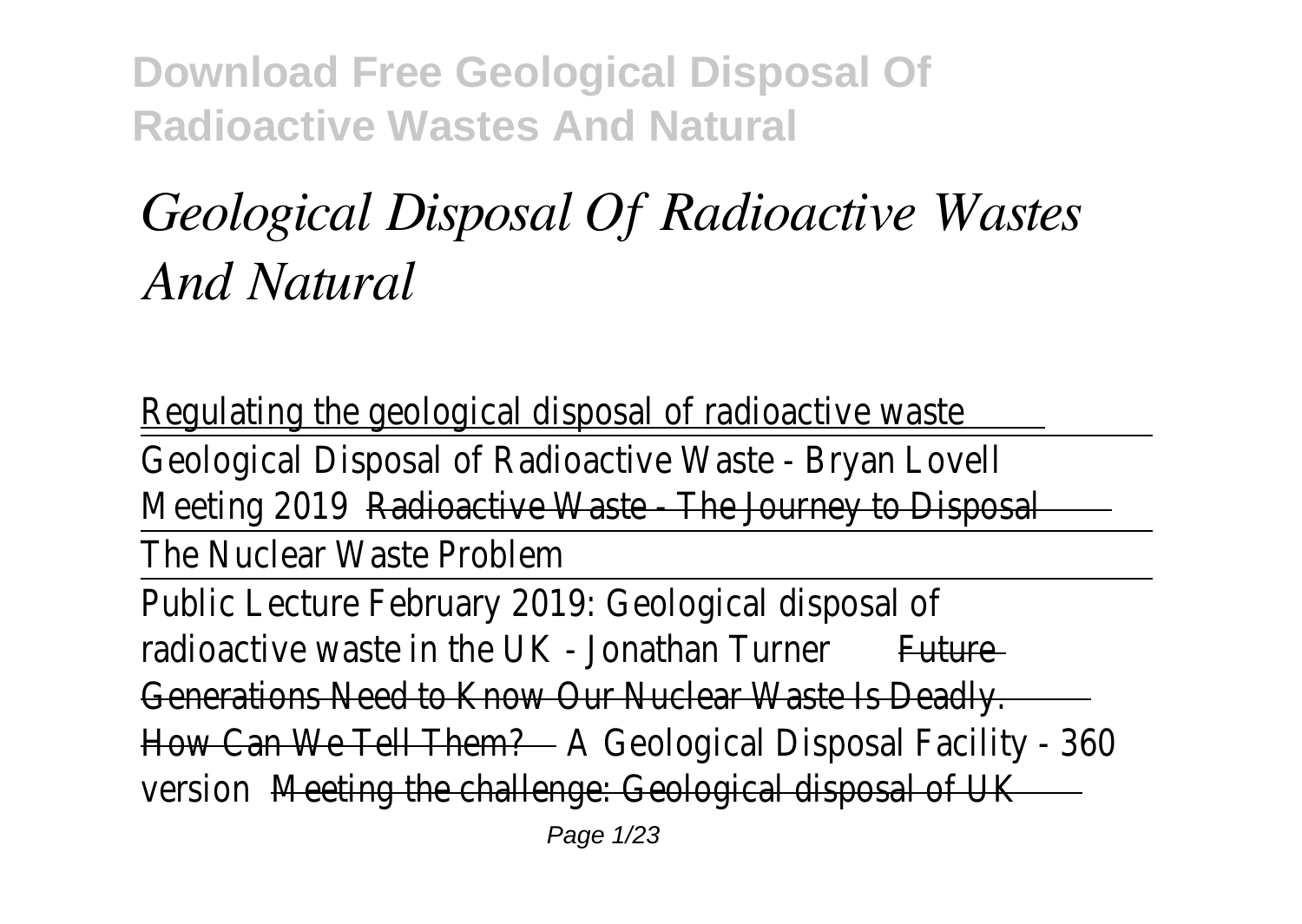# *Geological Disposal Of Radioactive Wastes And Natural*

Regulating the geological disposal of radioactive waste

Geological Disposal of Radioactive Waste - Bryan Lovell Meeting 2019 Radioactive Waste - The Journey to Disposal

The Nuclear Waste Problem

Public Lecture February 2019: Geological disposal of radioactive waste in the UK - Jonathan Turner Future Generations Need to Know Our Nuclear Waste Is Deadly. How Can We Tell Them? A Geological Disposal Facility - 360 version Meeting the challenge: Geological disposal of UK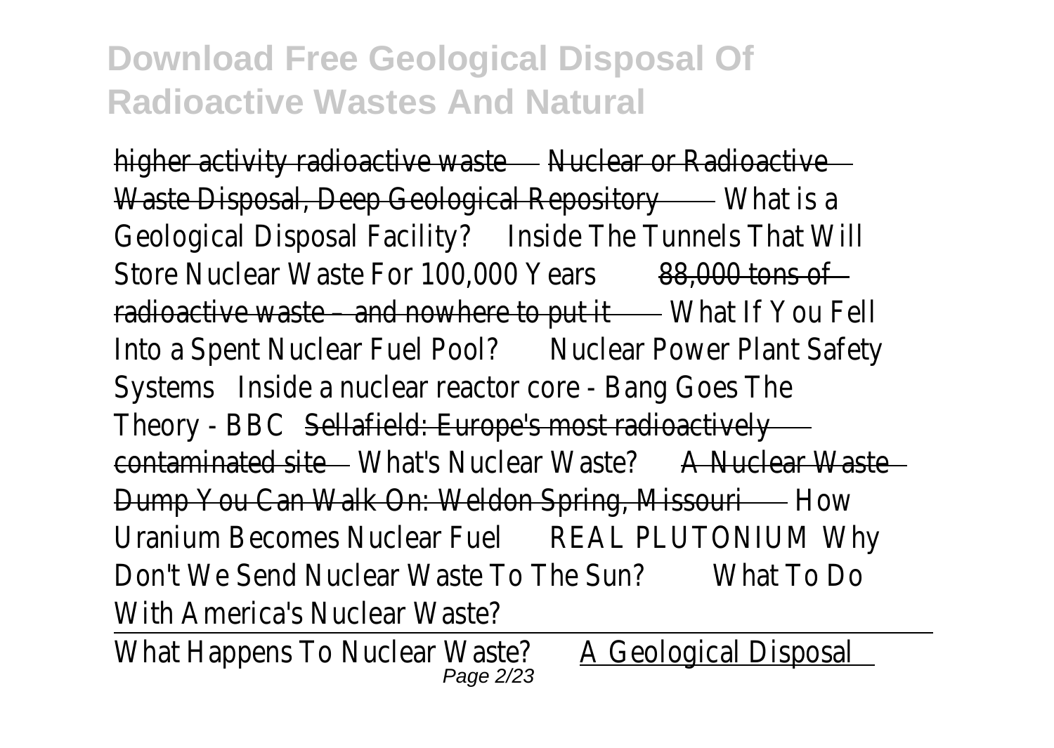higher activity radioactive waste Nuclear or Radioactive Waste Disposal, Deep Geological Repository What is a Geological Disposal Facility? Inside The Tunnels That Will Store Nuclear Waste For 100,000 Years 88,000 tons of radioactive waste – and nowhere to put it What If You Fell Into a Spent Nuclear Fuel Pool? Nuclear Power Plant Safety Systems Inside a nuclear reactor core - Bang Goes The Theory - BBC Sellafield: Europe's most radioactively contaminated site What's Nuclear Waste? A Nuclear Waste Dump You Can Walk On: Weldon Spring, Missouri How Uranium Becomes Nuclear Fuel REAL PLUTONIUM Why Don't We Send Nuclear Waste To The Sun? What To Do With America's Nuclear Waste?

What Happens To Nuclear Waste? A Geological Disposal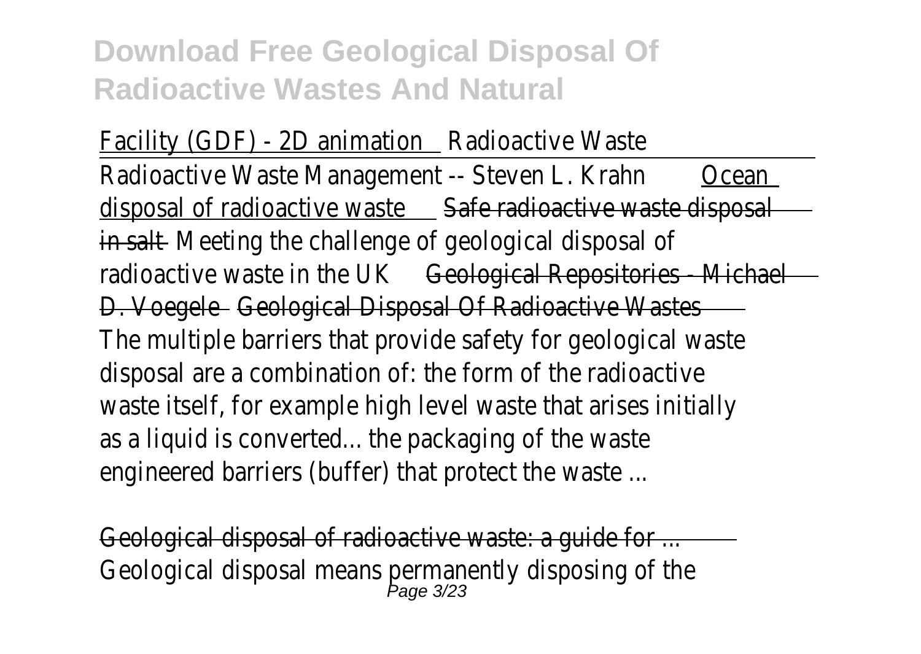# Download Free Geological Disposal Of Radioactive Wastes And Natural

Facility (GDF) - 2D animation Radioactive Waste

Radioactive Waste Management -- Steven L. Krahn Ocean disposal of radioactive waste ~~Safe radioactive waste disposal in salt~~ Meeting the challenge of geological disposal of radioactive waste in the UK ~~Geological Repositories - Michael D. Voegele~~ ~~Geological Disposal Of Radioactive Wastes~~

The multiple barriers that provide safety for geological waste disposal are a combination of: the form of the radioactive waste itself, for example high level waste that arises initially as a liquid is converted... the packaging of the waste engineered barriers (buffer) that protect the waste ...

~~Geological disposal of radioactive waste: a guide for ...~~

Geological disposal means permanently disposing of the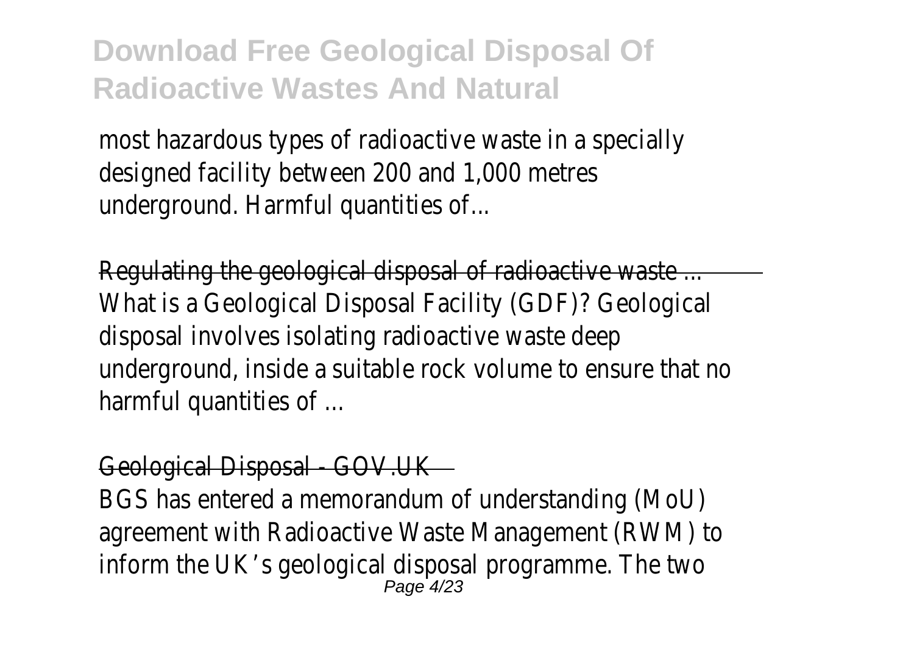most hazardous types of radioactive waste in a specially designed facility between 200 and 1,000 metres underground. Harmful quantities of...

Regulating the geological disposal of radioactive waste ...
What is a Geological Disposal Facility (GDF)? Geological disposal involves isolating radioactive waste deep underground, inside a suitable rock volume to ensure that no harmful quantities of ...

Geological Disposal - GOV.UK
BGS has entered a memorandum of understanding (MoU) agreement with Radioactive Waste Management (RWM) to inform the UK's geological disposal programme. The two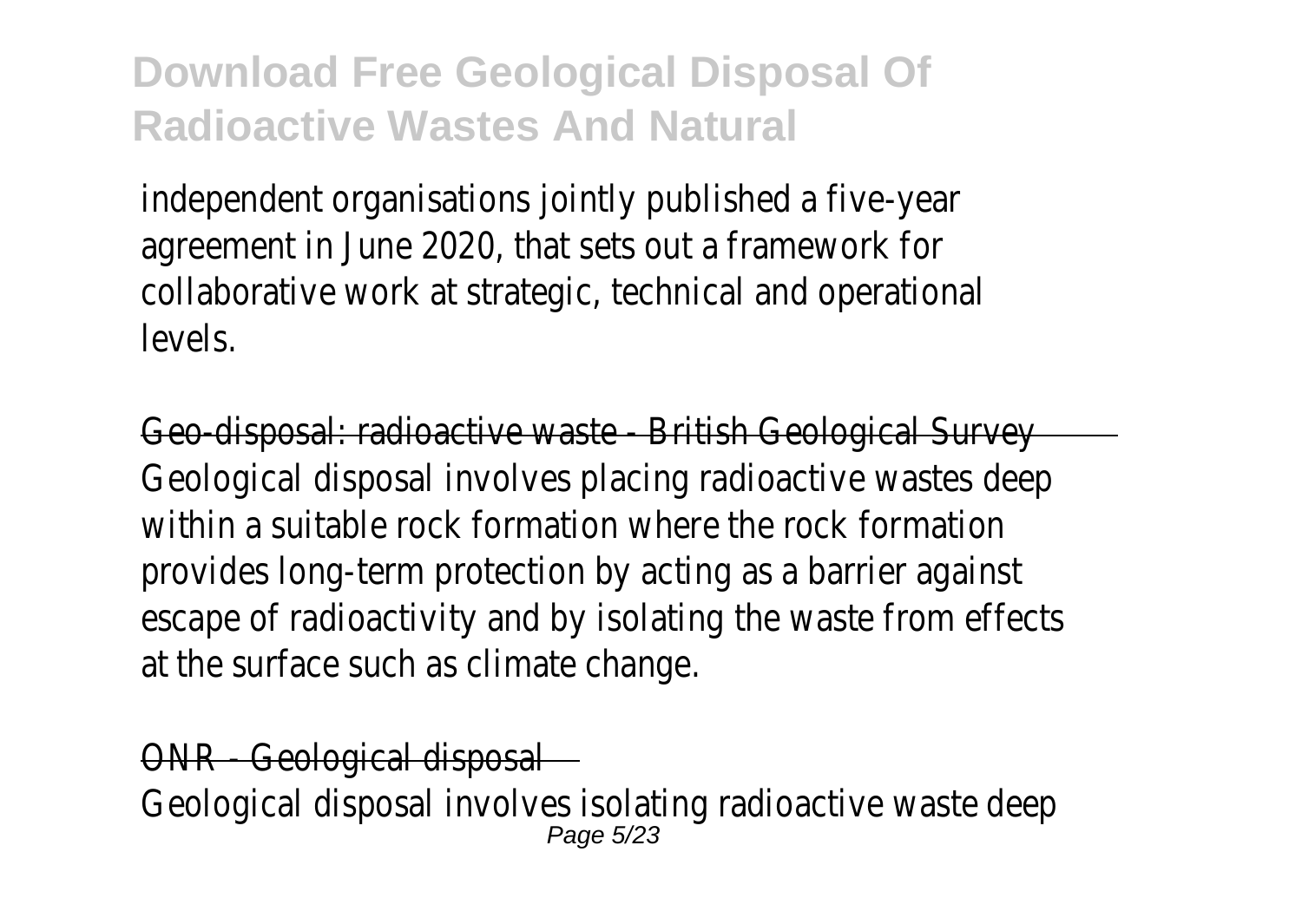independent organisations jointly published a five-year agreement in June 2020, that sets out a framework for collaborative work at strategic, technical and operational levels.

Geo-disposal: radioactive waste - British Geological Survey

Geological disposal involves placing radioactive wastes deep within a suitable rock formation where the rock formation provides long-term protection by acting as a barrier against escape of radioactivity and by isolating the waste from effects at the surface such as climate change.

ONR - Geological disposal

Geological disposal involves isolating radioactive waste deep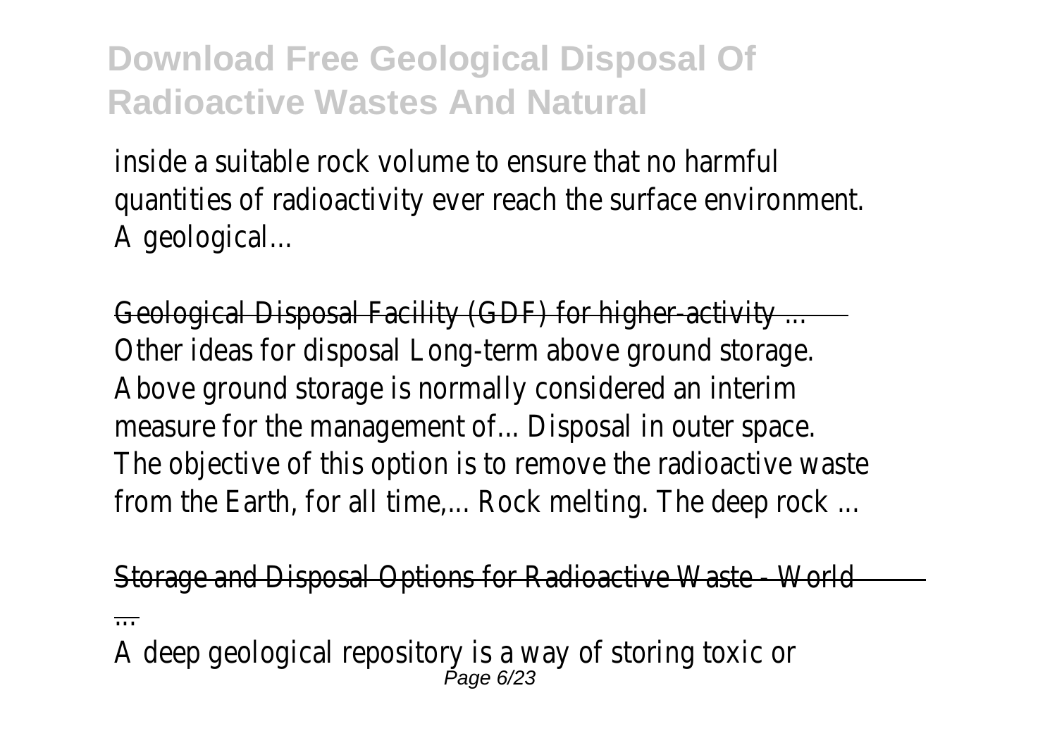inside a suitable rock volume to ensure that no harmful quantities of radioactivity ever reach the surface environment. A geological...

Geological Disposal Facility (GDF) for higher-activity ...

Other ideas for disposal Long-term above ground storage. Above ground storage is normally considered an interim measure for the management of... Disposal in outer space. The objective of this option is to remove the radioactive waste from the Earth, for all time,... Rock melting. The deep rock ...

Storage and Disposal Options for Radioactive Waste - World ...

A deep geological repository is a way of storing toxic or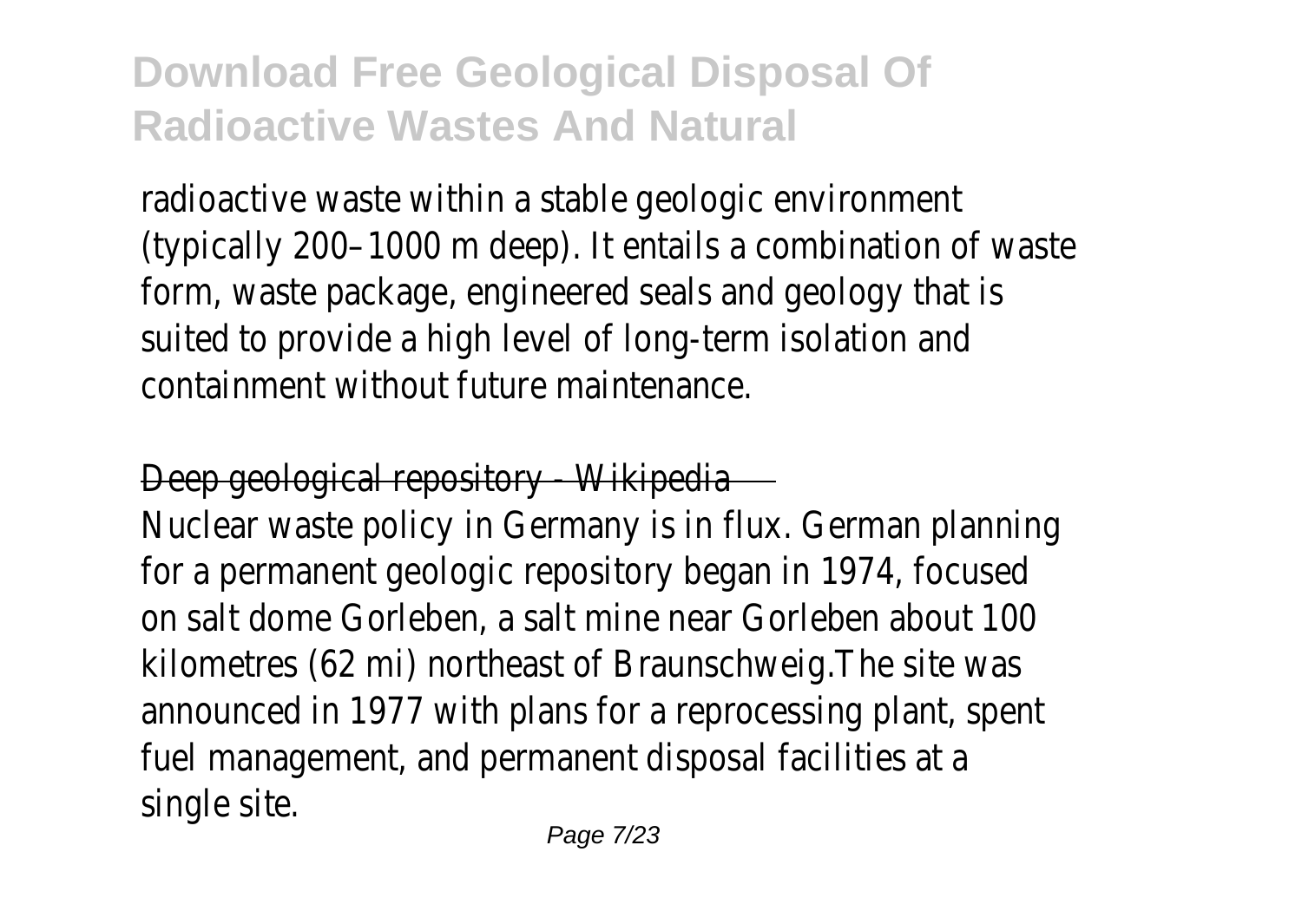radioactive waste within a stable geologic environment (typically 200–1000 m deep). It entails a combination of waste form, waste package, engineered seals and geology that is suited to provide a high level of long-term isolation and containment without future maintenance.

Deep geological repository - Wikipedia

Nuclear waste policy in Germany is in flux. German planning for a permanent geologic repository began in 1974, focused on salt dome Gorleben, a salt mine near Gorleben about 100 kilometres (62 mi) northeast of Braunschweig.The site was announced in 1977 with plans for a reprocessing plant, spent fuel management, and permanent disposal facilities at a single site.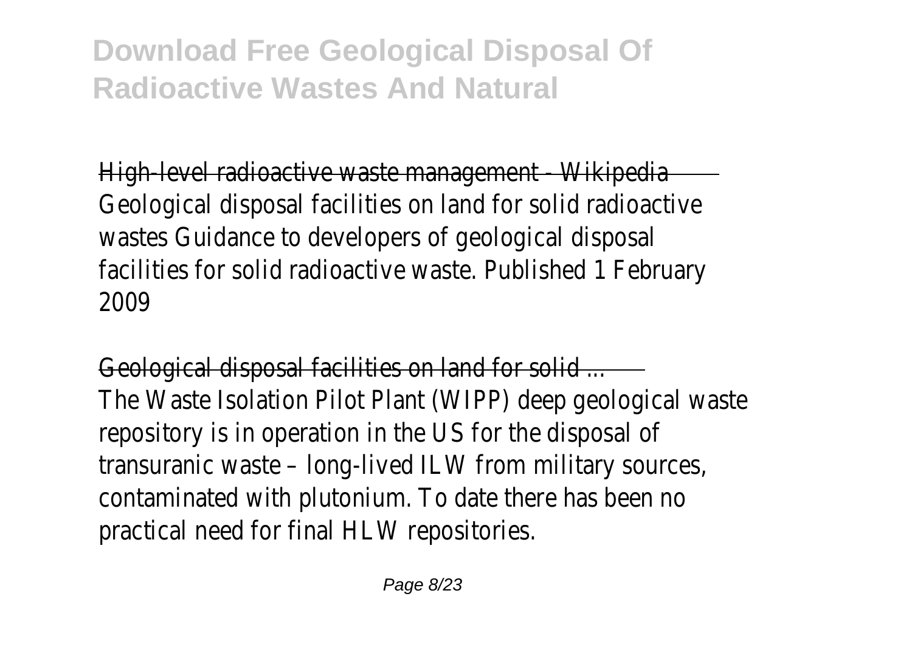High-level radioactive waste management - Wikipedia

Geological disposal facilities on land for solid radioactive wastes Guidance to developers of geological disposal facilities for solid radioactive waste. Published 1 February 2009

Geological disposal facilities on land for solid ...

The Waste Isolation Pilot Plant (WIPP) deep geological waste repository is in operation in the US for the disposal of transuranic waste – long-lived ILW from military sources, contaminated with plutonium. To date there has been no practical need for final HLW repositories.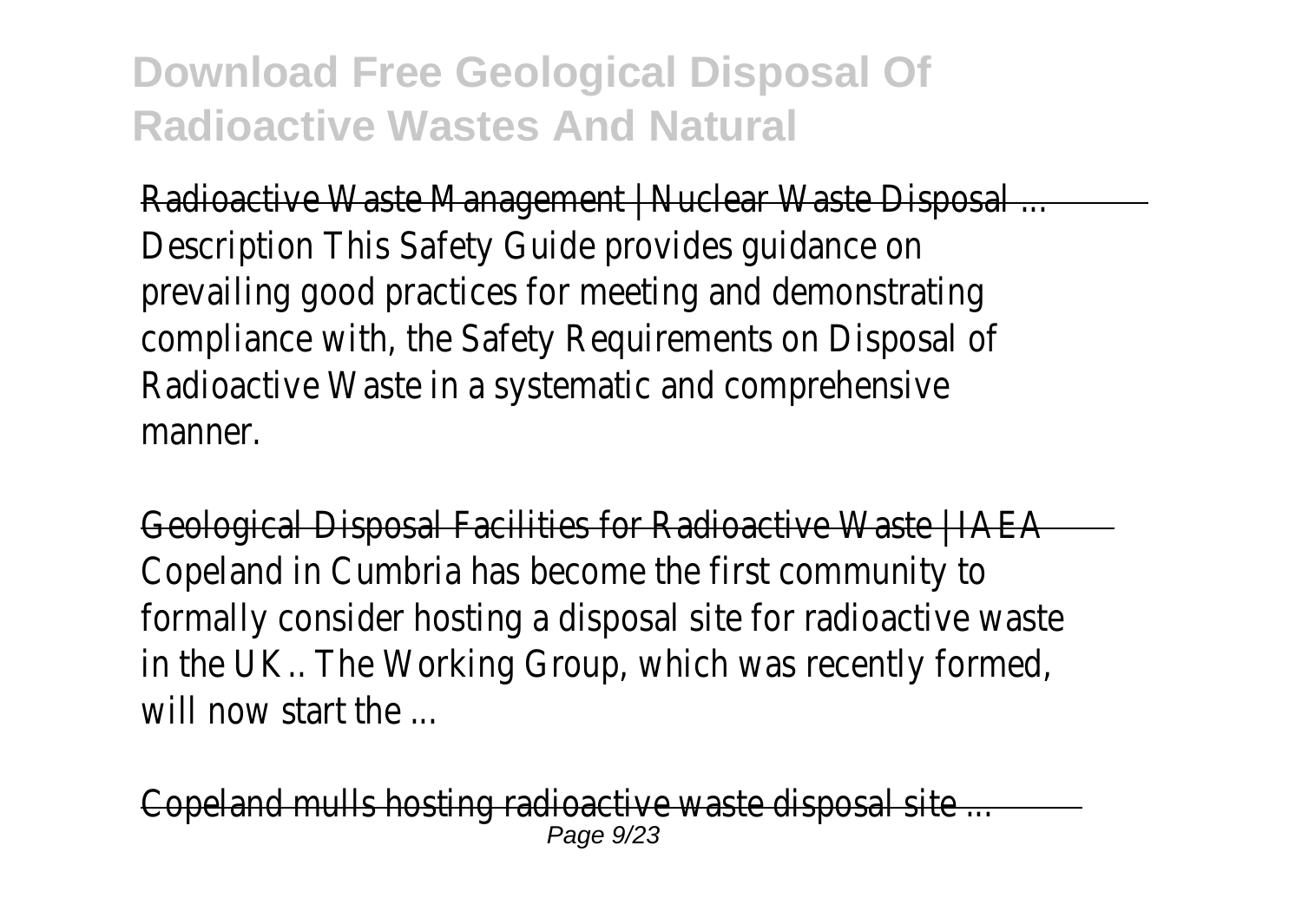Radioactive Waste Management | Nuclear Waste Disposal ...

Description This Safety Guide provides guidance on prevailing good practices for meeting and demonstrating compliance with, the Safety Requirements on Disposal of Radioactive Waste in a systematic and comprehensive manner.

Geological Disposal Facilities for Radioactive Waste | IAEA

Copeland in Cumbria has become the first community to formally consider hosting a disposal site for radioactive waste in the UK.. The Working Group, which was recently formed, will now start the ...

Copeland mulls hosting radioactive waste disposal site ...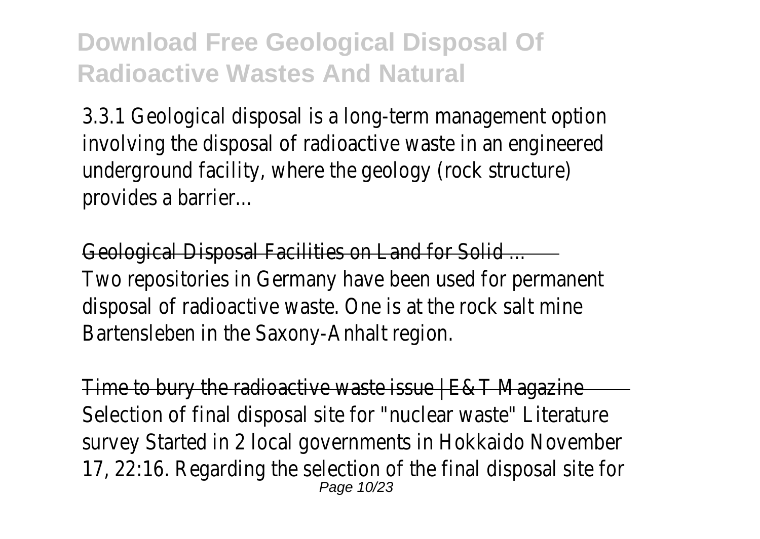3.3.1 Geological disposal is a long-term management option involving the disposal of radioactive waste in an engineered underground facility, where the geology (rock structure) provides a barrier...

Geological Disposal Facilities on Land for Solid ...

Two repositories in Germany have been used for permanent disposal of radioactive waste. One is at the rock salt mine Bartensleben in the Saxony-Anhalt region.

Time to bury the radioactive waste issue | E&T Magazine

Selection of final disposal site for "nuclear waste" Literature survey Started in 2 local governments in Hokkaido November 17, 22:16. Regarding the selection of the final disposal site for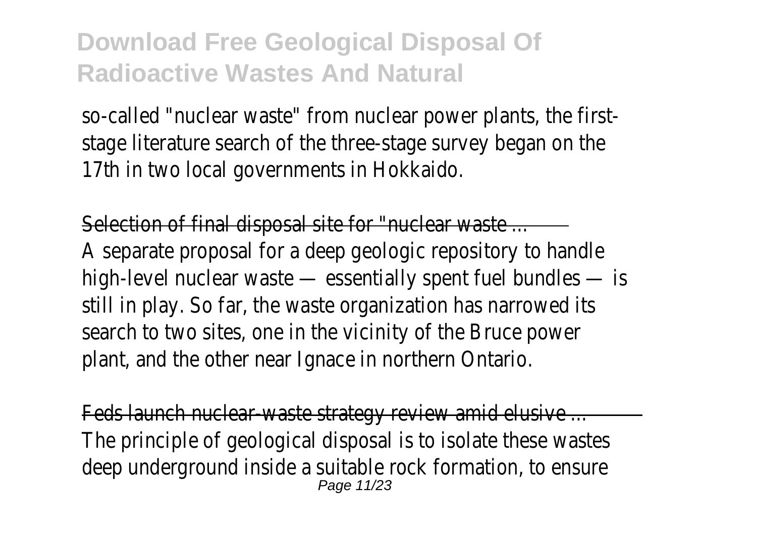so-called "nuclear waste" from nuclear power plants, the first-stage literature search of the three-stage survey began on the 17th in two local governments in Hokkaido.

Selection of final disposal site for "nuclear waste ...

A separate proposal for a deep geologic repository to handle high-level nuclear waste — essentially spent fuel bundles — is still in play. So far, the waste organization has narrowed its search to two sites, one in the vicinity of the Bruce power plant, and the other near Ignace in northern Ontario.

Feds launch nuclear-waste strategy review amid elusive ...

The principle of geological disposal is to isolate these wastes deep underground inside a suitable rock formation, to ensure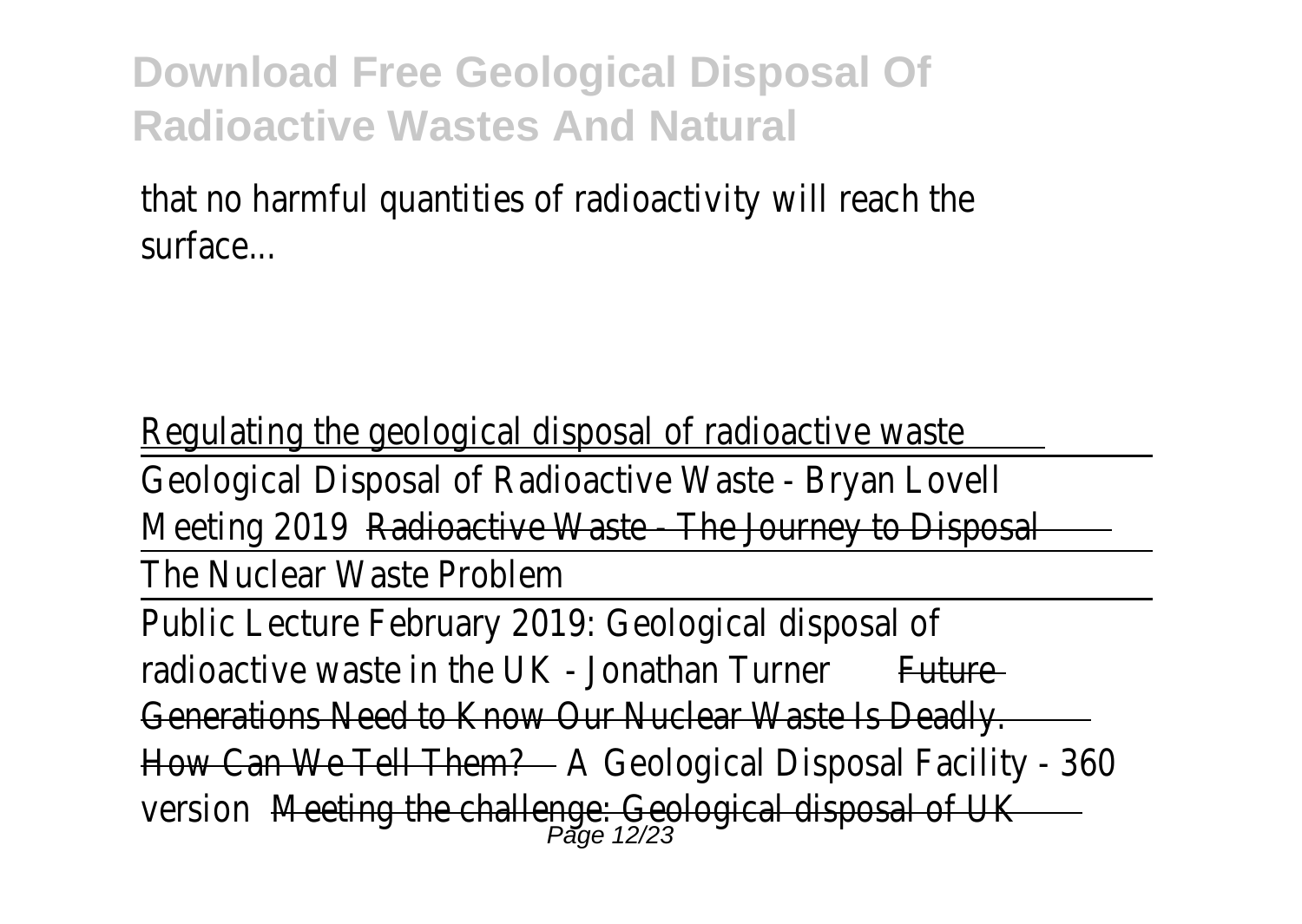that no harmful quantities of radioactivity will reach the surface...

Regulating the geological disposal of radioactive waste

Geological Disposal of Radioactive Waste - Bryan Lovell Meeting 2019 Radioactive Waste - The Journey to Disposal

The Nuclear Waste Problem

Public Lecture February 2019: Geological disposal of radioactive waste in the UK - Jonathan Turner Future Generations Need to Know Our Nuclear Waste Is Deadly. How Can We Tell Them? A Geological Disposal Facility - 360 version Meeting the challenge: Geological disposal of UK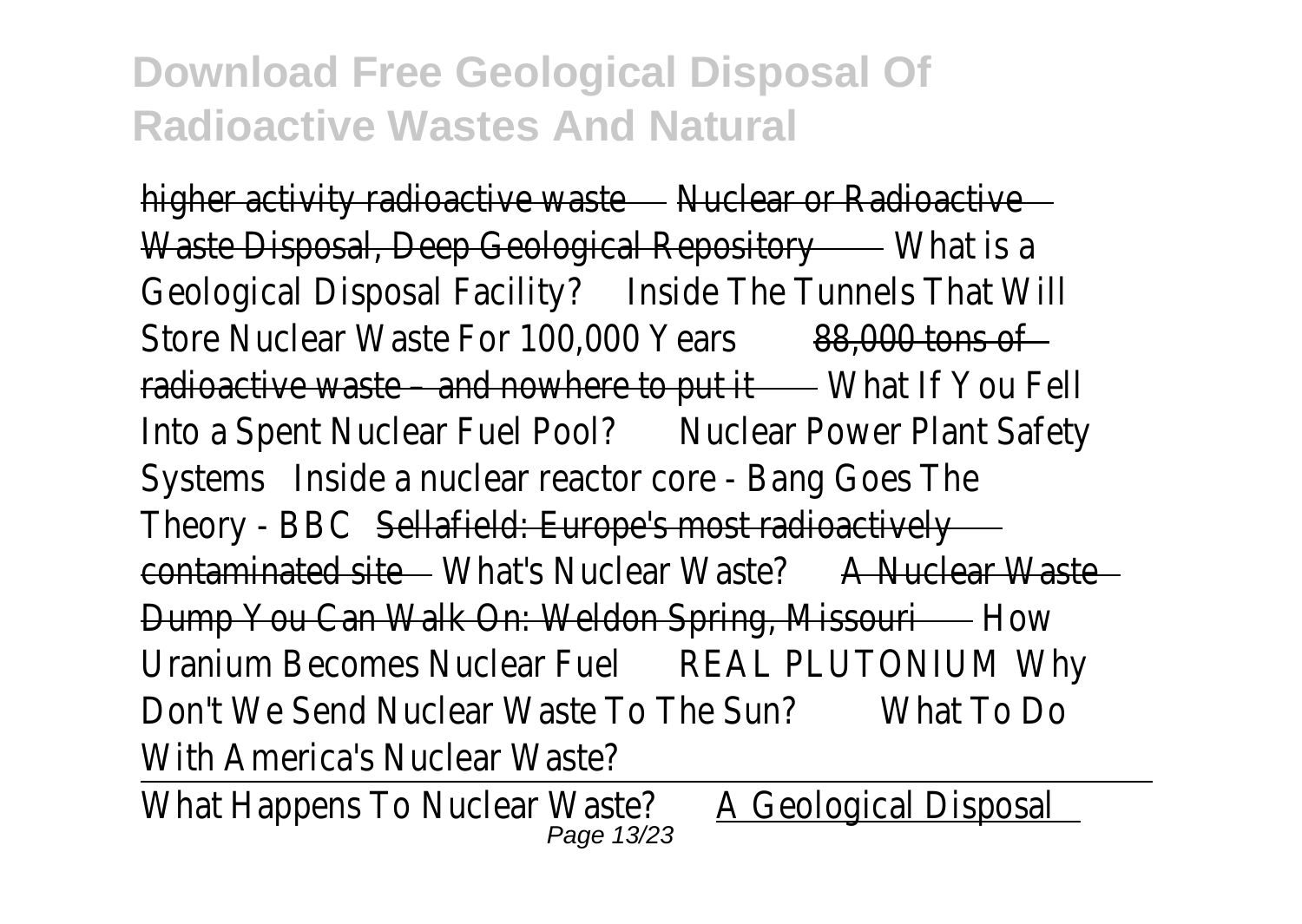# Download Free Geological Disposal Of Radioactive Wastes And Natural

higher activity radioactive waste Nuclear or Radioactive Waste Disposal, Deep Geological Repository What is a Geological Disposal Facility? Inside The Tunnels That Will Store Nuclear Waste For 100,000 Years 88,000 tons of radioactive waste – and nowhere to put it What If You Fell Into a Spent Nuclear Fuel Pool? Nuclear Power Plant Safety Systems Inside a nuclear reactor core - Bang Goes The Theory - BBC Sellafield: Europe's most radioactively contaminated site What's Nuclear Waste? A Nuclear Waste Dump You Can Walk On: Weldon Spring, Missouri How Uranium Becomes Nuclear Fuel REAL PLUTONIUM Why Don't We Send Nuclear Waste To The Sun? What To Do With America's Nuclear Waste?

What Happens To Nuclear Waste? A Geological Disposal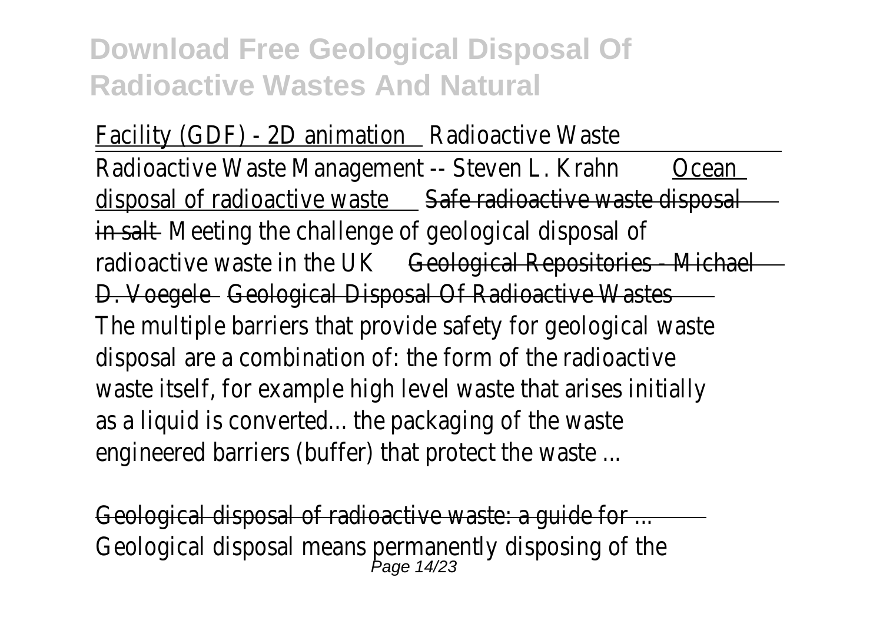**Download Free Geological Disposal Of Radioactive Wastes And Natural**

Facility (GDF) - 2D animation Radioactive Waste

Radioactive Waste Management -- Steven L. Krahn Ocean disposal of radioactive waste Safe radioactive waste disposal in salt Meeting the challenge of geological disposal of radioactive waste in the UK Geological Repositories - Michael D. Voegele Geological Disposal Of Radioactive Wastes

The multiple barriers that provide safety for geological waste disposal are a combination of: the form of the radioactive waste itself, for example high level waste that arises initially as a liquid is converted... the packaging of the waste engineered barriers (buffer) that protect the waste ...

Geological disposal of radioactive waste: a guide for ...

Geological disposal means permanently disposing of the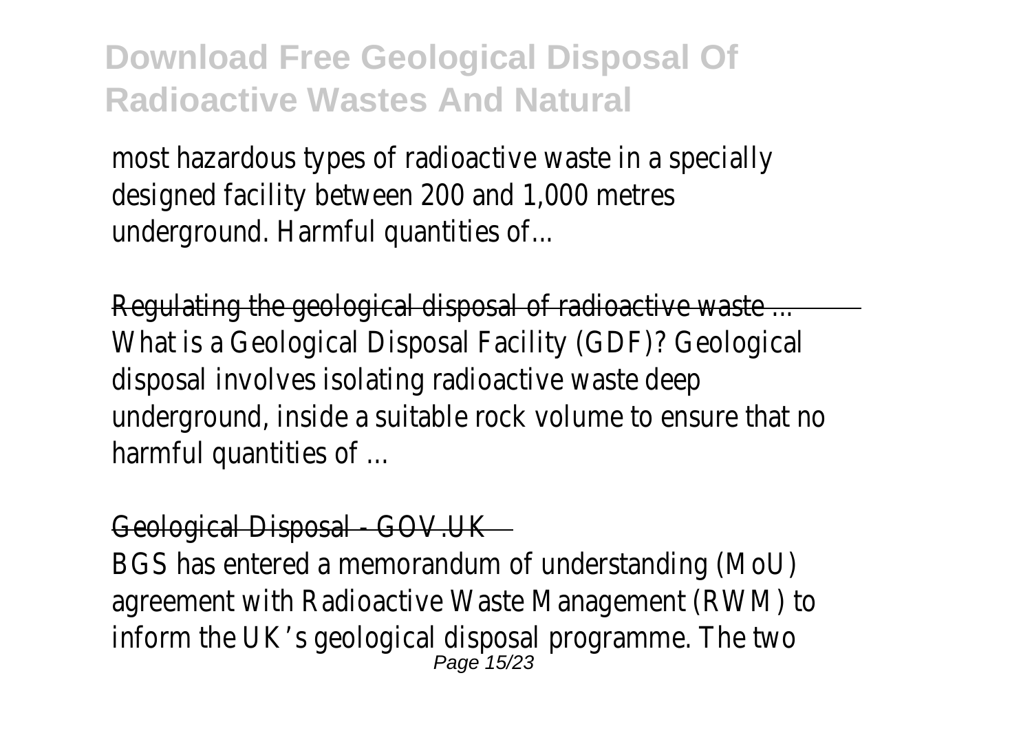most hazardous types of radioactive waste in a specially designed facility between 200 and 1,000 metres underground. Harmful quantities of...

Regulating the geological disposal of radioactive waste ...

What is a Geological Disposal Facility (GDF)? Geological disposal involves isolating radioactive waste deep underground, inside a suitable rock volume to ensure that no harmful quantities of ...

Geological Disposal - GOV.UK

BGS has entered a memorandum of understanding (MoU) agreement with Radioactive Waste Management (RWM) to inform the UK's geological disposal programme. The two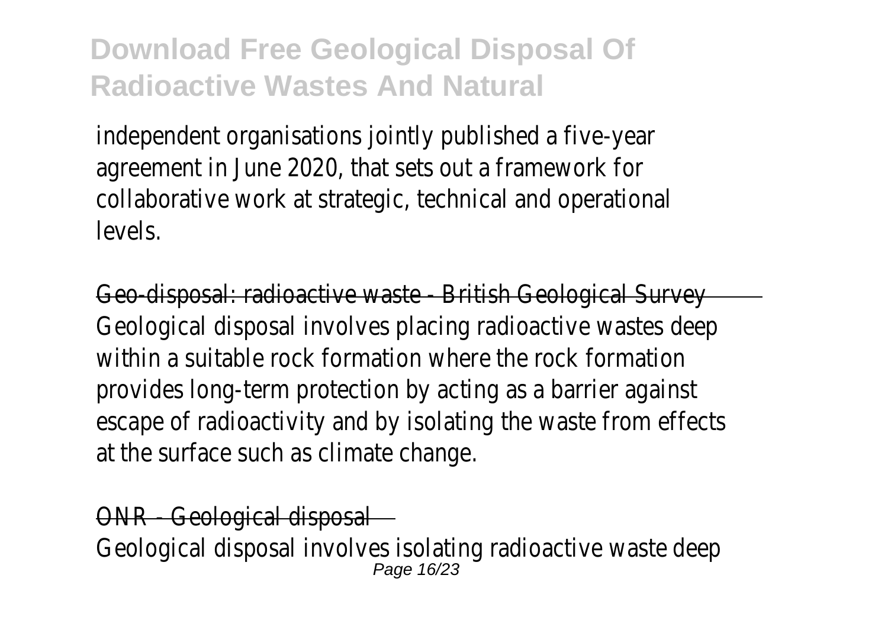independent organisations jointly published a five-year agreement in June 2020, that sets out a framework for collaborative work at strategic, technical and operational levels.

Geo-disposal: radioactive waste - British Geological Survey

Geological disposal involves placing radioactive wastes deep within a suitable rock formation where the rock formation provides long-term protection by acting as a barrier against escape of radioactivity and by isolating the waste from effects at the surface such as climate change.

ONR - Geological disposal

Geological disposal involves isolating radioactive waste deep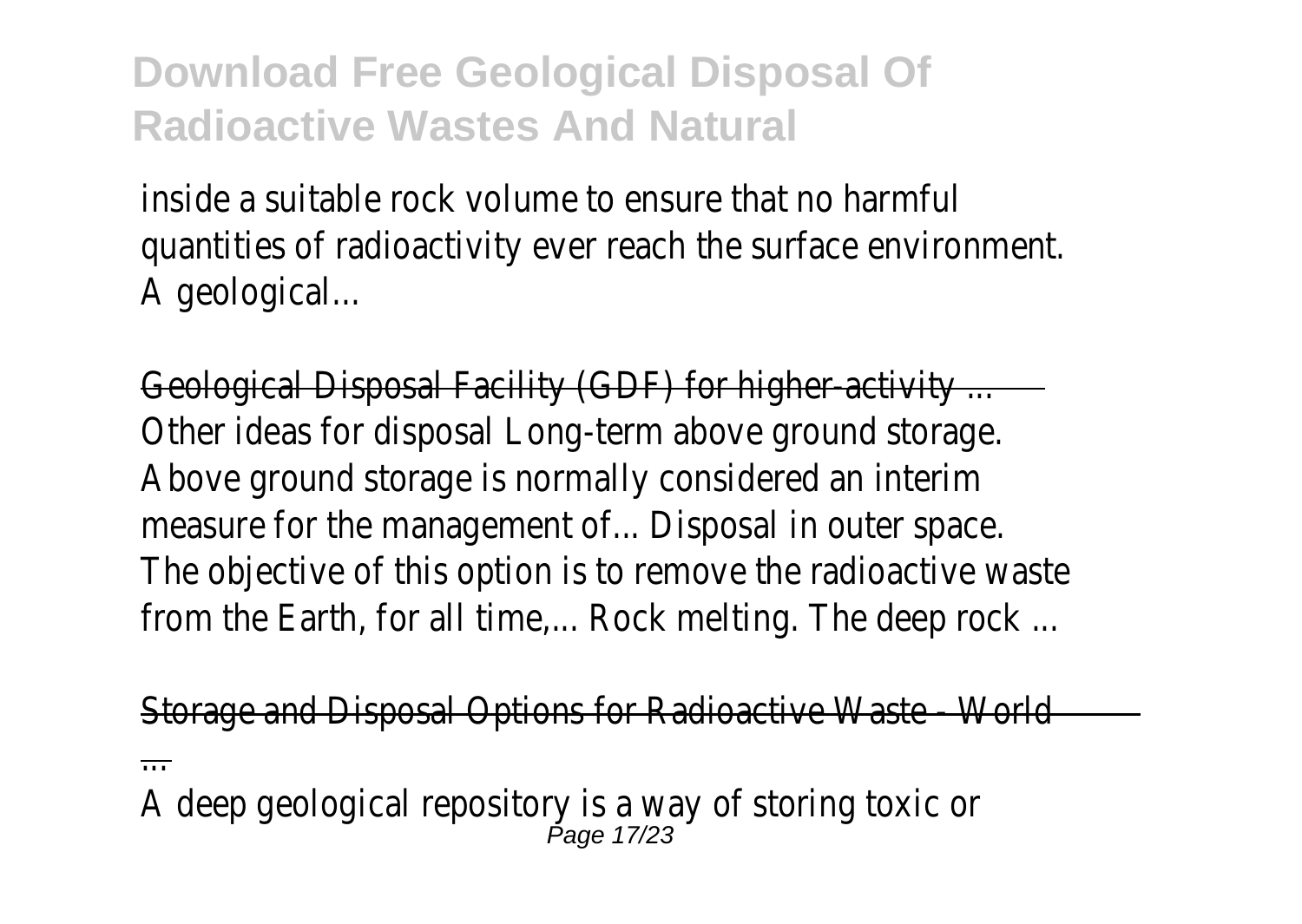inside a suitable rock volume to ensure that no harmful quantities of radioactivity ever reach the surface environment. A geological...

Geological Disposal Facility (GDF) for higher-activity ...
Other ideas for disposal Long-term above ground storage. Above ground storage is normally considered an interim measure for the management of... Disposal in outer space. The objective of this option is to remove the radioactive waste from the Earth, for all time,... Rock melting. The deep rock ...

Storage and Disposal Options for Radioactive Waste - World ...

A deep geological repository is a way of storing toxic or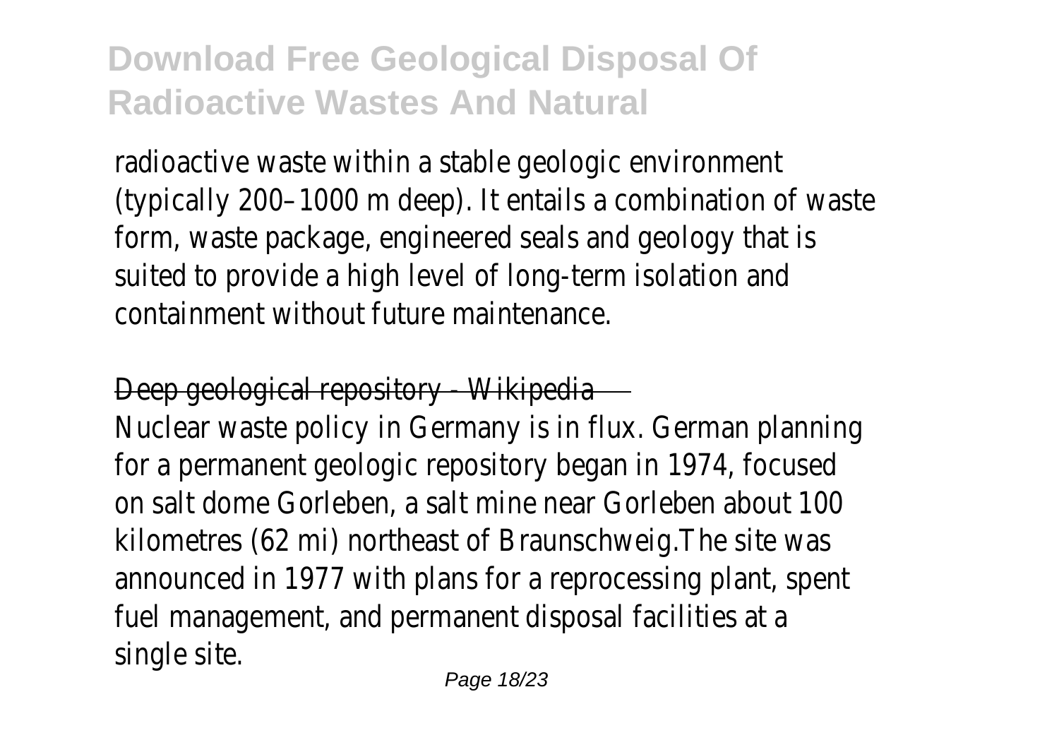radioactive waste within a stable geologic environment (typically 200–1000 m deep). It entails a combination of waste form, waste package, engineered seals and geology that is suited to provide a high level of long-term isolation and containment without future maintenance.

Deep geological repository - Wikipedia

Nuclear waste policy in Germany is in flux. German planning for a permanent geologic repository began in 1974, focused on salt dome Gorleben, a salt mine near Gorleben about 100 kilometres (62 mi) northeast of Braunschweig.The site was announced in 1977 with plans for a reprocessing plant, spent fuel management, and permanent disposal facilities at a single site.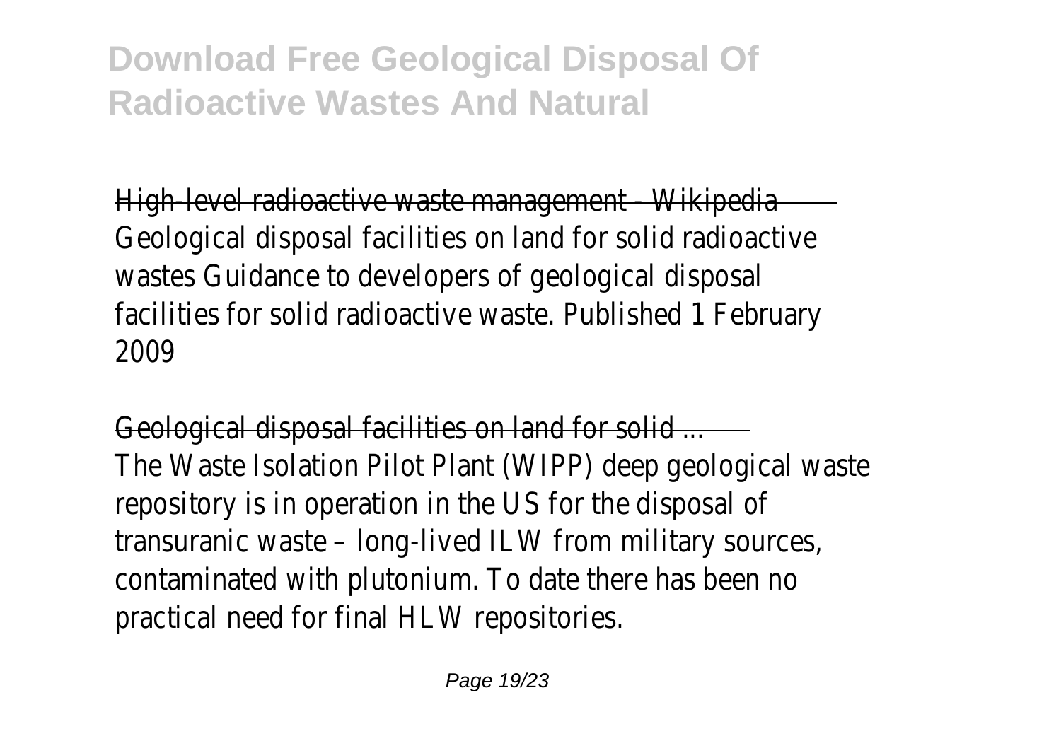# Download Free Geological Disposal Of Radioactive Wastes And Natural

High-level radioactive waste management - Wikipedia

Geological disposal facilities on land for solid radioactive wastes Guidance to developers of geological disposal facilities for solid radioactive waste. Published 1 February 2009

Geological disposal facilities on land for solid ...

The Waste Isolation Pilot Plant (WIPP) deep geological waste repository is in operation in the US for the disposal of transuranic waste – long-lived ILW from military sources, contaminated with plutonium. To date there has been no practical need for final HLW repositories.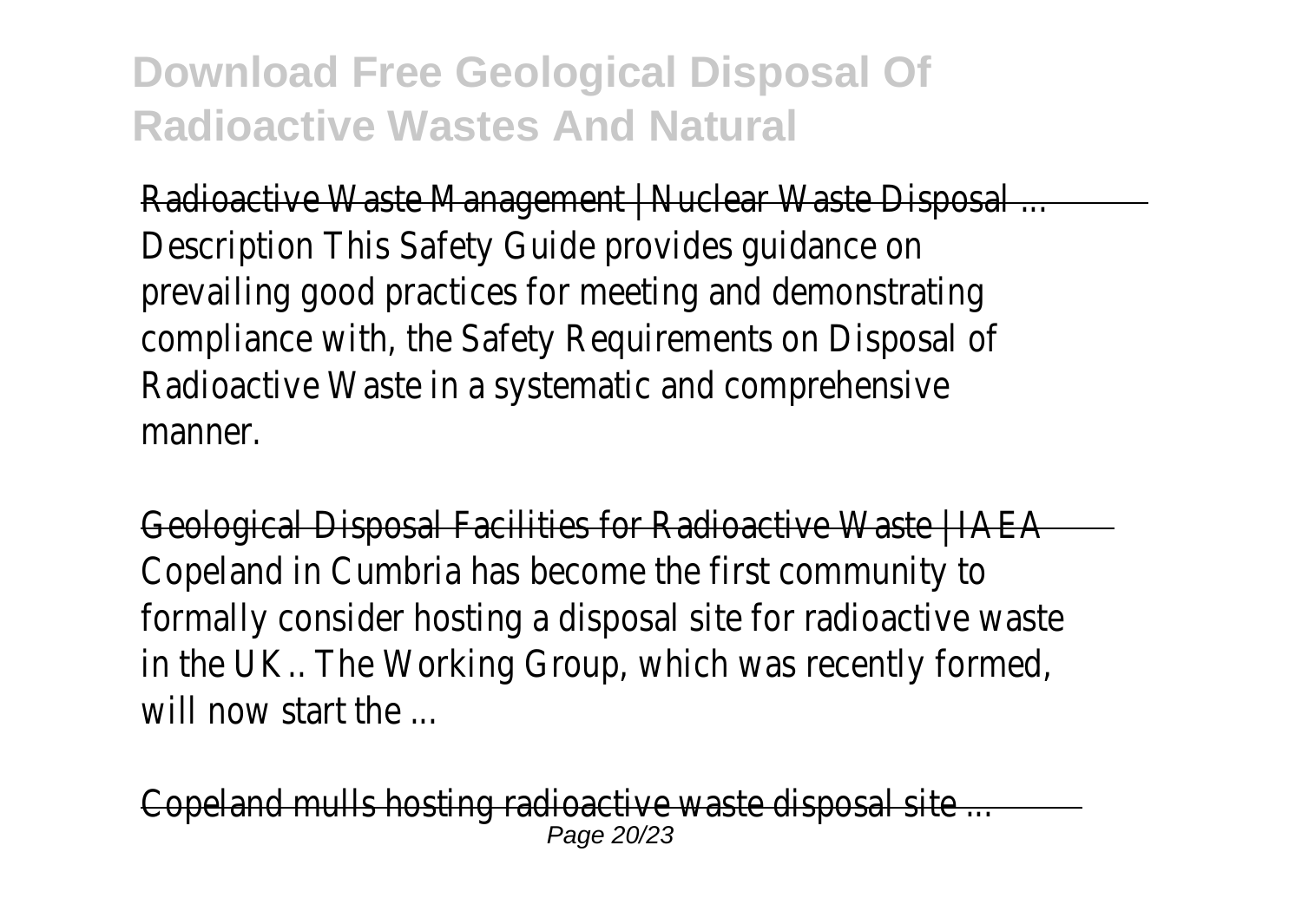Radioactive Waste Management | Nuclear Waste Disposal ...
Description This Safety Guide provides guidance on prevailing good practices for meeting and demonstrating compliance with, the Safety Requirements on Disposal of Radioactive Waste in a systematic and comprehensive manner.

Geological Disposal Facilities for Radioactive Waste | IAEA
Copeland in Cumbria has become the first community to formally consider hosting a disposal site for radioactive waste in the UK.. The Working Group, which was recently formed, will now start the ...

Copeland mulls hosting radioactive waste disposal site ...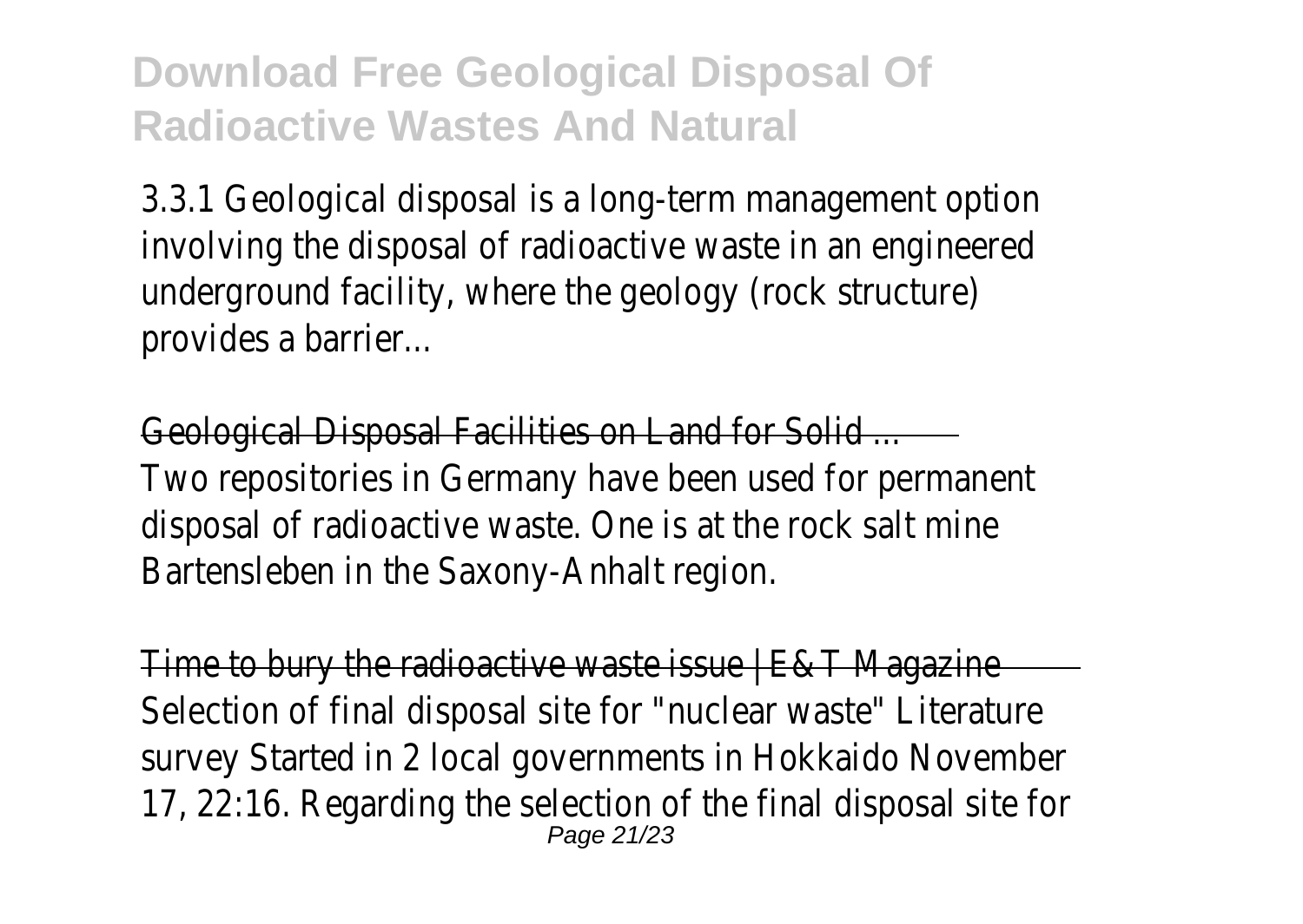**Download Free Geological Disposal Of Radioactive Wastes And Natural**

3.3.1 Geological disposal is a long-term management option involving the disposal of radioactive waste in an engineered underground facility, where the geology (rock structure) provides a barrier...

~~Geological Disposal Facilities on Land for Solid ...~~

Two repositories in Germany have been used for permanent disposal of radioactive waste. One is at the rock salt mine Bartensleben in the Saxony-Anhalt region.

~~Time to bury the radioactive waste issue | E&T Magazine~~

Selection of final disposal site for "nuclear waste" Literature survey Started in 2 local governments in Hokkaido November 17, 22:16. Regarding the selection of the final disposal site for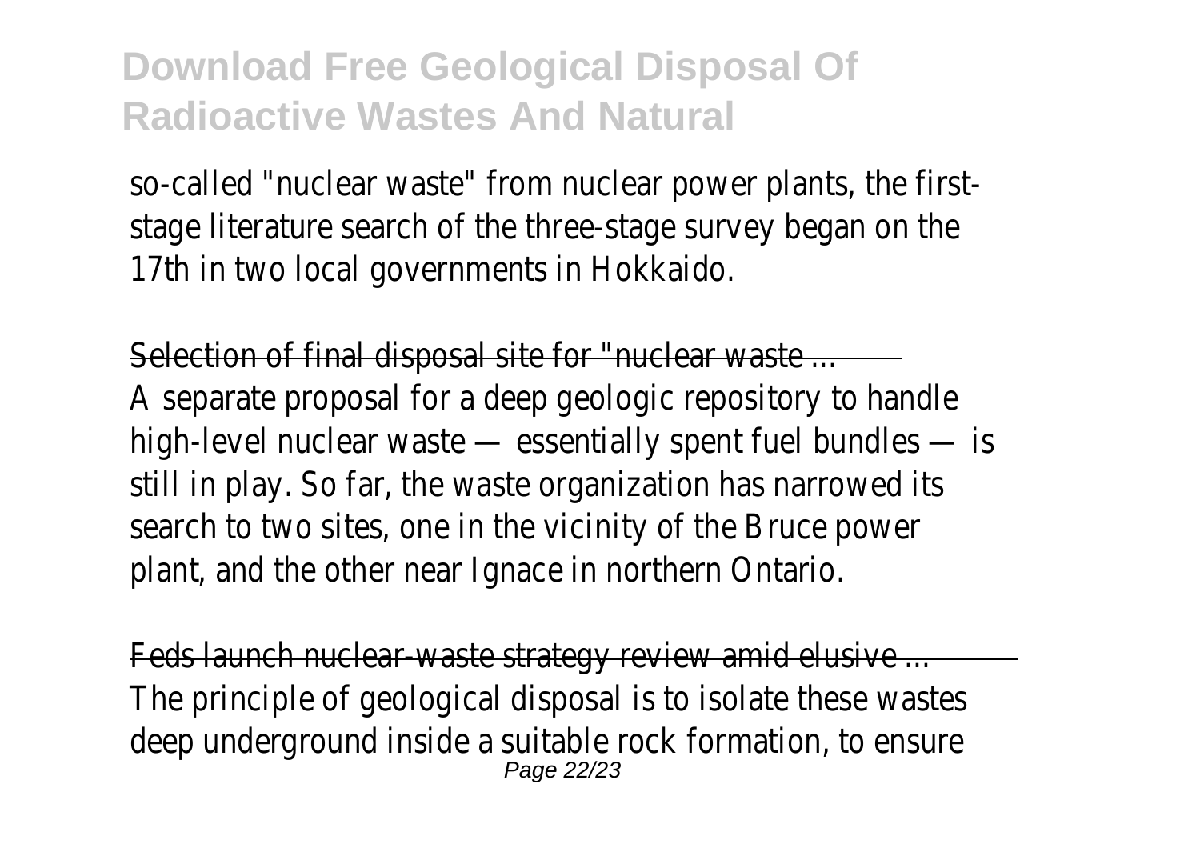so-called "nuclear waste" from nuclear power plants, the first-stage literature search of the three-stage survey began on the 17th in two local governments in Hokkaido.

Selection of final disposal site for "nuclear waste ...

A separate proposal for a deep geologic repository to handle high-level nuclear waste — essentially spent fuel bundles — is still in play. So far, the waste organization has narrowed its search to two sites, one in the vicinity of the Bruce power plant, and the other near Ignace in northern Ontario.

Feds launch nuclear-waste strategy review amid elusive ...

The principle of geological disposal is to isolate these wastes deep underground inside a suitable rock formation, to ensure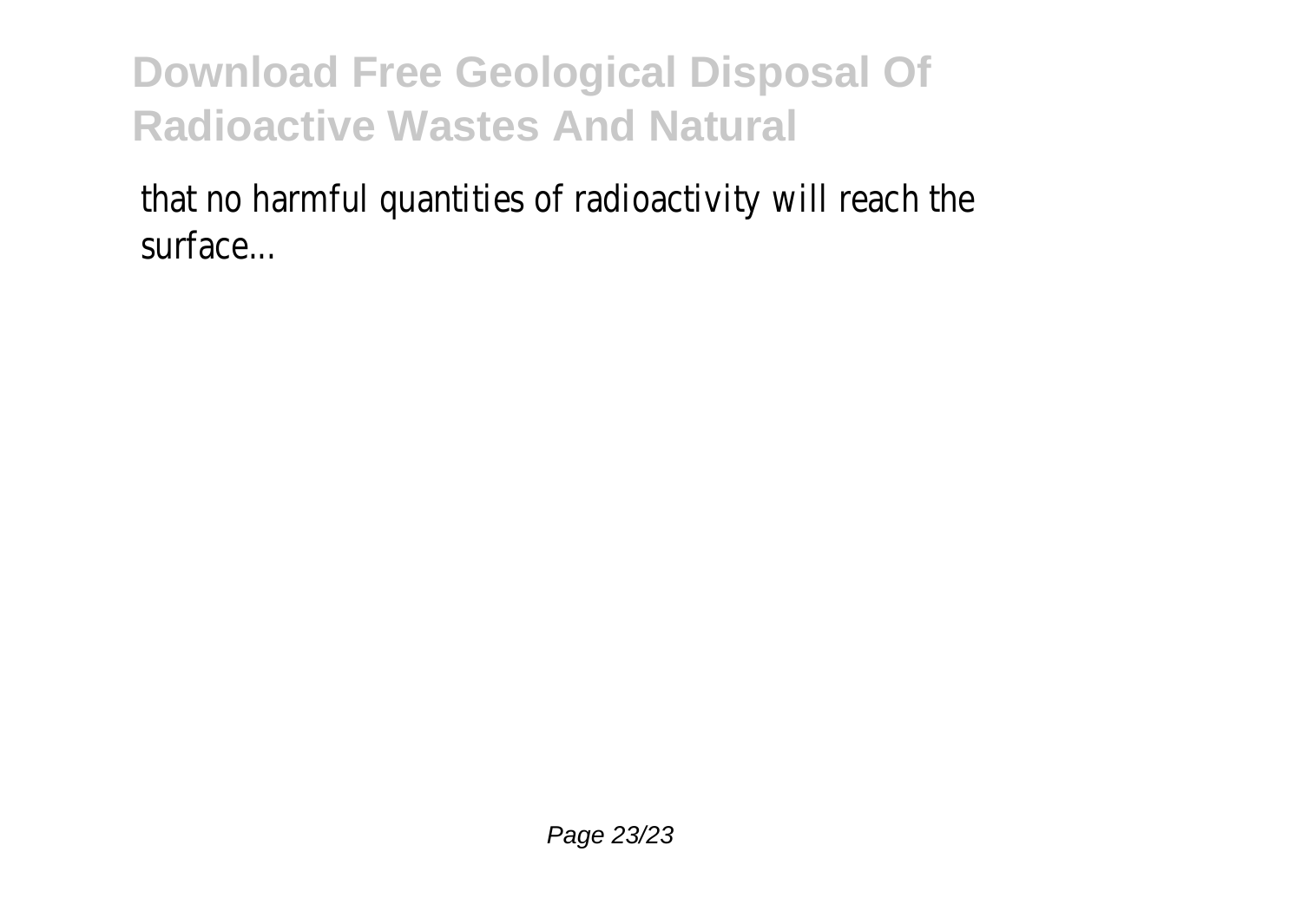that no harmful quantities of radioactivity will reach the surface...